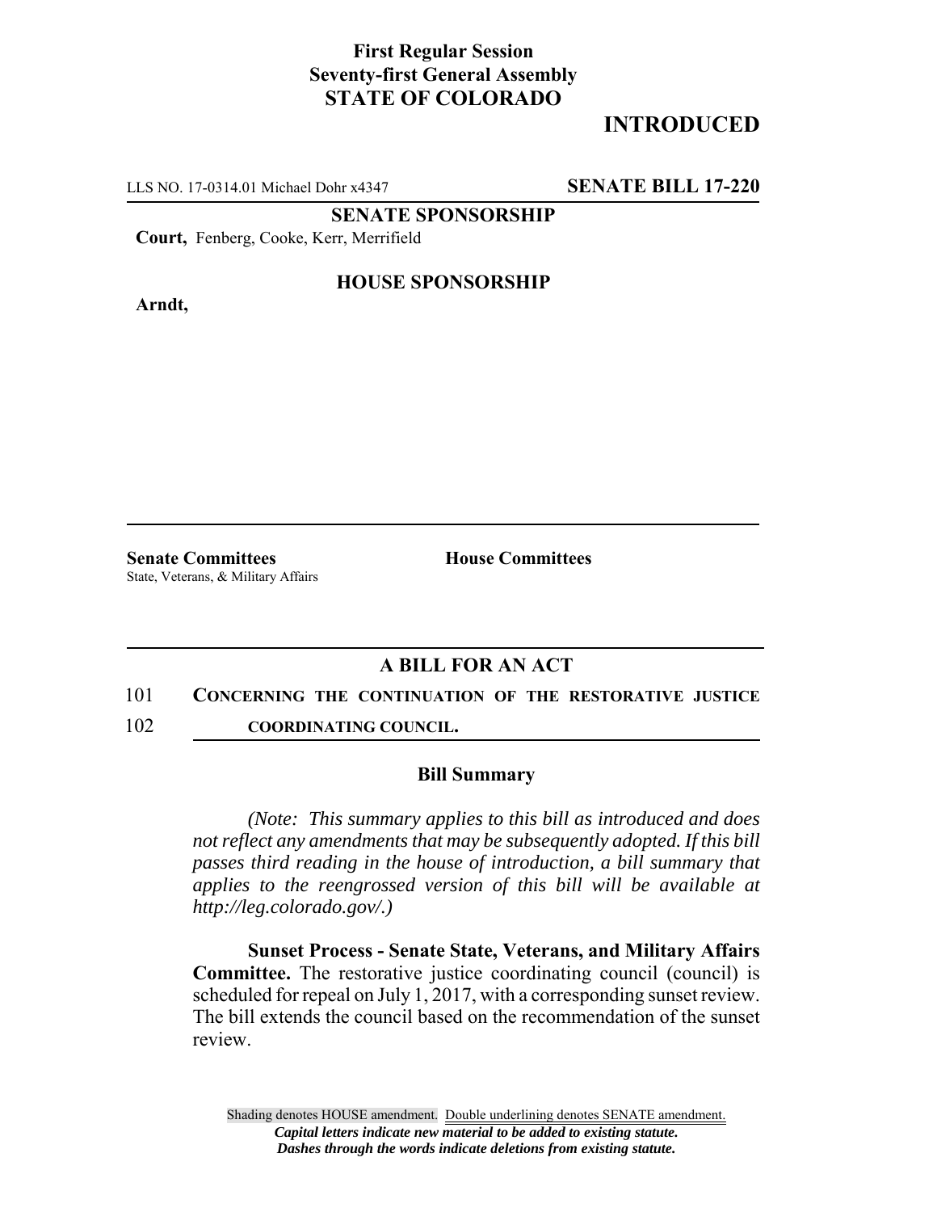**First Regular Session**
**Seventy-first General Assembly**
**STATE OF COLORADO**

# INTRODUCED

LLS NO. 17-0314.01 Michael Dohr x4347 **SENATE BILL 17-220**

**SENATE SPONSORSHIP**

**Court,** Fenberg, Cooke, Kerr, Merrifield

**HOUSE SPONSORSHIP**

**Arndt,**

**Senate Committees**
State, Veterans, & Military Affairs

**House Committees**

## A BILL FOR AN ACT

101 **CONCERNING THE CONTINUATION OF THE RESTORATIVE JUSTICE**
102 **COORDINATING COUNCIL.**

### Bill Summary

*(Note: This summary applies to this bill as introduced and does not reflect any amendments that may be subsequently adopted. If this bill passes third reading in the house of introduction, a bill summary that applies to the reengrossed version of this bill will be available at http://leg.colorado.gov/.)*

**Sunset Process - Senate State, Veterans, and Military Affairs Committee.** The restorative justice coordinating council (council) is scheduled for repeal on July 1, 2017, with a corresponding sunset review. The bill extends the council based on the recommendation of the sunset review.

Shading denotes HOUSE amendment. Double underlining denotes SENATE amendment.
*Capital letters indicate new material to be added to existing statute.*
*Dashes through the words indicate deletions from existing statute.*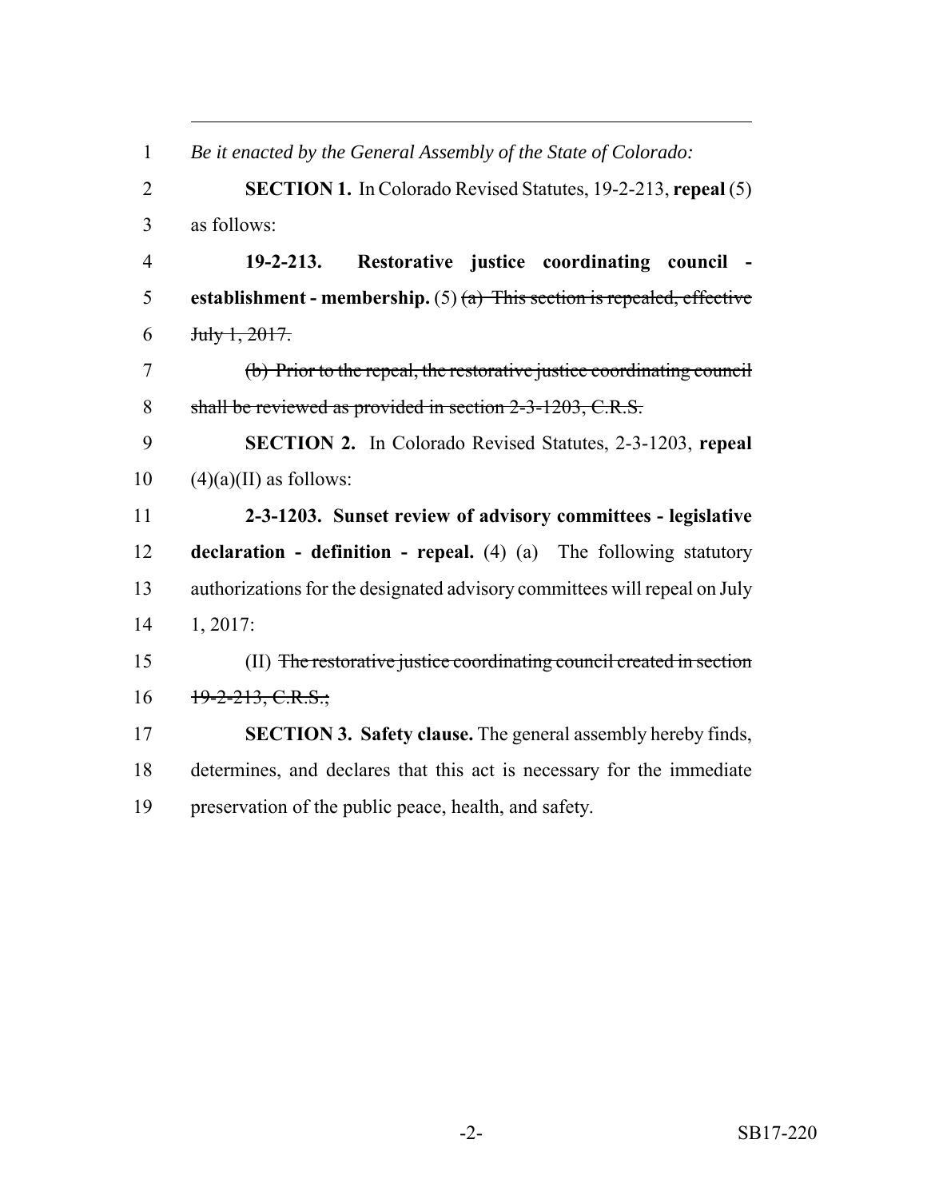*Be it enacted by the General Assembly of the State of Colorado:*

**SECTION 1.** In Colorado Revised Statutes, 19-2-213, **repeal** (5) as follows:

**19-2-213. Restorative justice coordinating council - establishment - membership.** (5) ~~(a) This section is repealed, effective July 1, 2017.~~

~~(b) Prior to the repeal, the restorative justice coordinating council shall be reviewed as provided in section 2-3-1203, C.R.S.~~

**SECTION 2.** In Colorado Revised Statutes, 2-3-1203, **repeal** (4)(a)(II) as follows:

**2-3-1203. Sunset review of advisory committees - legislative declaration - definition - repeal.** (4) (a) The following statutory authorizations for the designated advisory committees will repeal on July 1, 2017:

(II) ~~The restorative justice coordinating council created in section 19-2-213, C.R.S.;~~

**SECTION 3. Safety clause.** The general assembly hereby finds, determines, and declares that this act is necessary for the immediate preservation of the public peace, health, and safety.